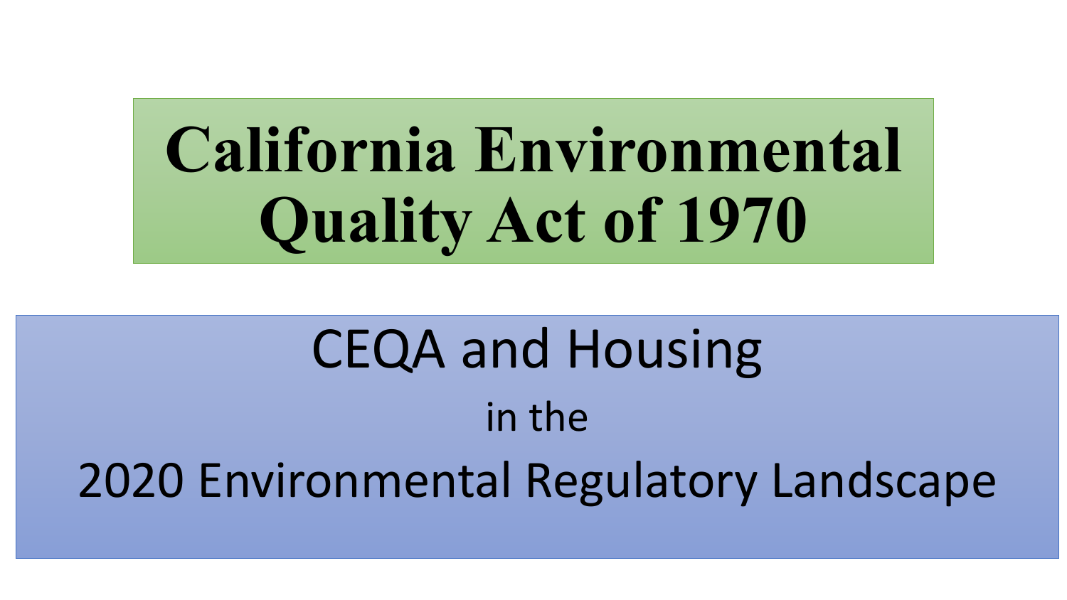# California Environmental Quality Act of 1970

## CEQA and Housing

in the

2020 Environmental Regulatory Landscape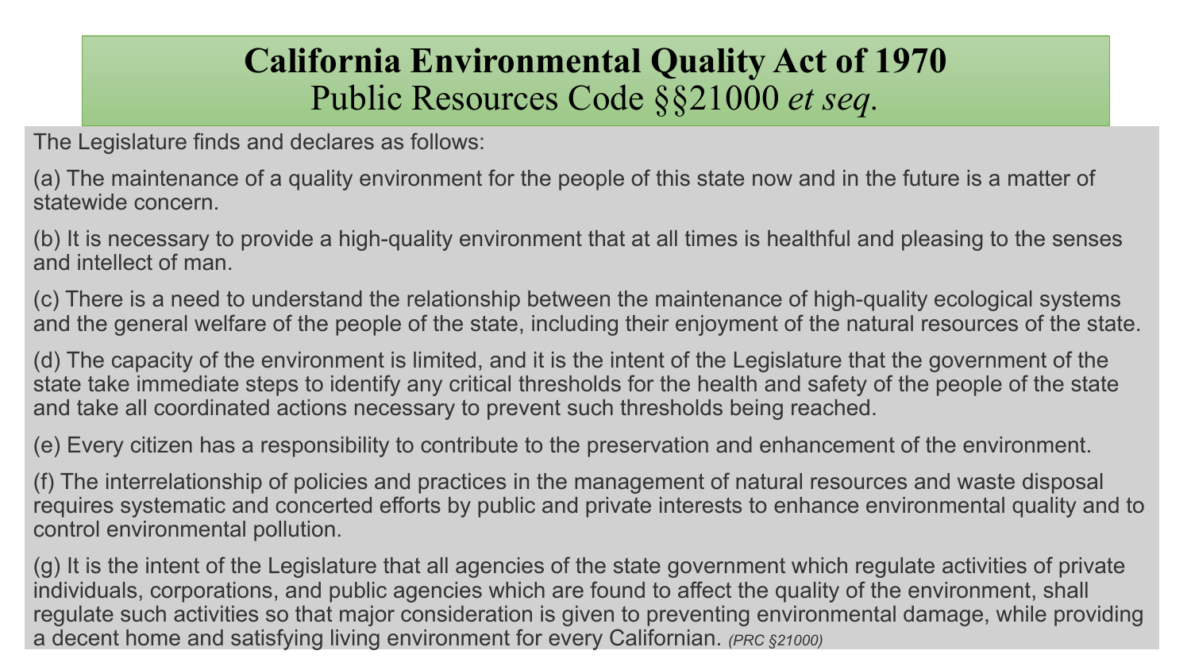# California Environmental Quality Act of 1970
## Public Resources Code §§21000 *et seq.*

The Legislature finds and declares as follows:

(a) The maintenance of a quality environment for the people of this state now and in the future is a matter of statewide concern.

(b) It is necessary to provide a high-quality environment that at all times is healthful and pleasing to the senses and intellect of man.

(c) There is a need to understand the relationship between the maintenance of high-quality ecological systems and the general welfare of the people of the state, including their enjoyment of the natural resources of the state.

(d) The capacity of the environment is limited, and it is the intent of the Legislature that the government of the state take immediate steps to identify any critical thresholds for the health and safety of the people of the state and take all coordinated actions necessary to prevent such thresholds being reached.

(e) Every citizen has a responsibility to contribute to the preservation and enhancement of the environment.

(f) The interrelationship of policies and practices in the management of natural resources and waste disposal requires systematic and concerted efforts by public and private interests to enhance environmental quality and to control environmental pollution.

(g) It is the intent of the Legislature that all agencies of the state government which regulate activities of private individuals, corporations, and public agencies which are found to affect the quality of the environment, shall regulate such activities so that major consideration is given to preventing environmental damage, while providing a decent home and satisfying living environment for every Californian. *(PRC §21000)*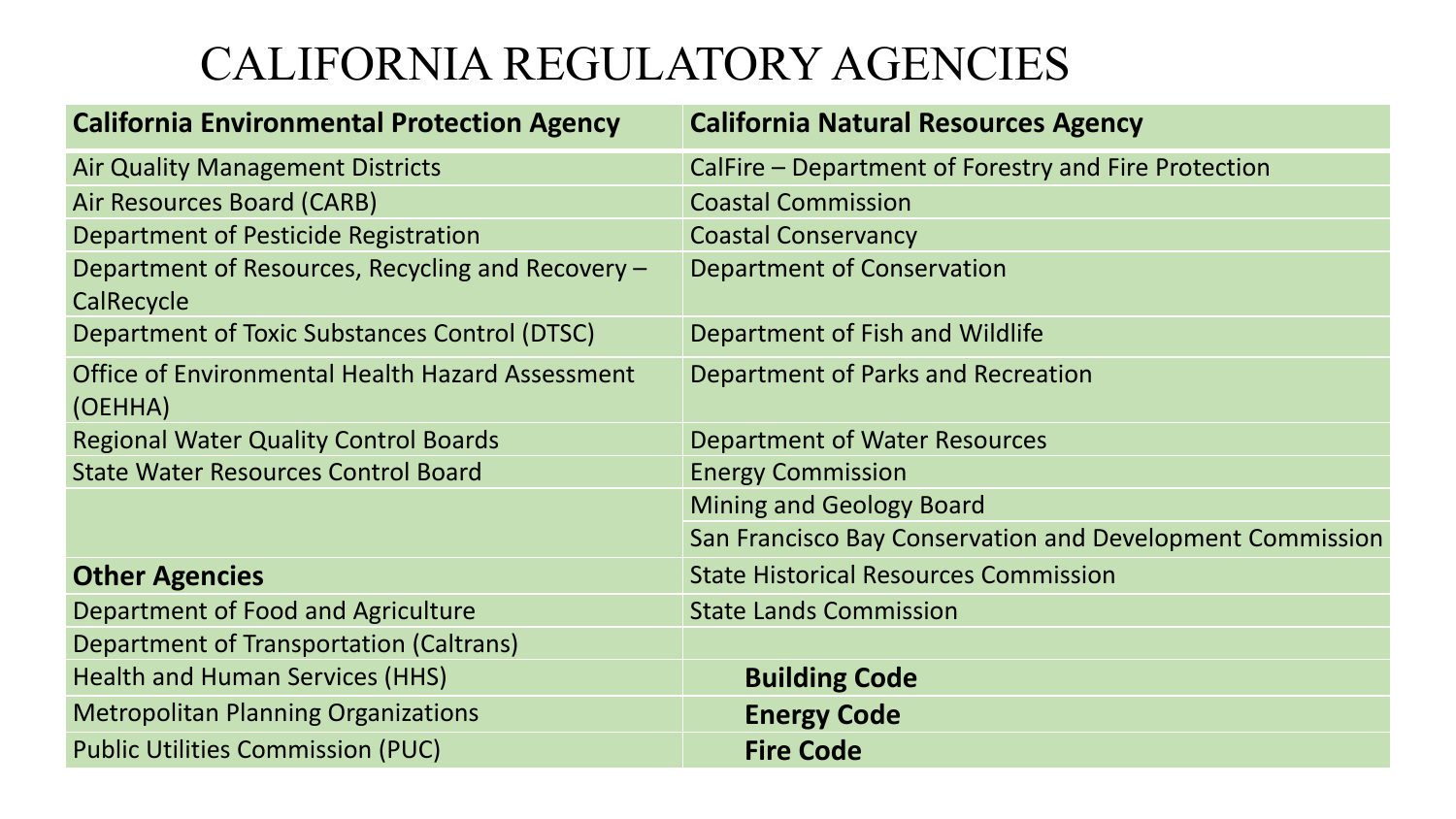# CALIFORNIA REGULATORY AGENCIES

| **California Environmental Protection Agency** | **California Natural Resources Agency** |
|---|---|
| Air Quality Management Districts | CalFire – Department of Forestry and Fire Protection |
| Air Resources Board (CARB) | Coastal Commission |
| Department of Pesticide Registration | Coastal Conservancy |
| Department of Resources, Recycling and Recovery – CalRecycle | Department of Conservation |
| Department of Toxic Substances Control (DTSC) | Department of Fish and Wildlife |
| Office of Environmental Health Hazard Assessment (OEHHA) | Department of Parks and Recreation |
| Regional Water Quality Control Boards | Department of Water Resources |
| State Water Resources Control Board | Energy Commission |
| | Mining and Geology Board |
| | San Francisco Bay Conservation and Development Commission |
| **Other Agencies** | State Historical Resources Commission |
| Department of Food and Agriculture | State Lands Commission |
| Department of Transportation (Caltrans) | |
| Health and Human Services (HHS) | **Building Code** |
| Metropolitan Planning Organizations | **Energy Code** |
| Public Utilities Commission (PUC) | **Fire Code** |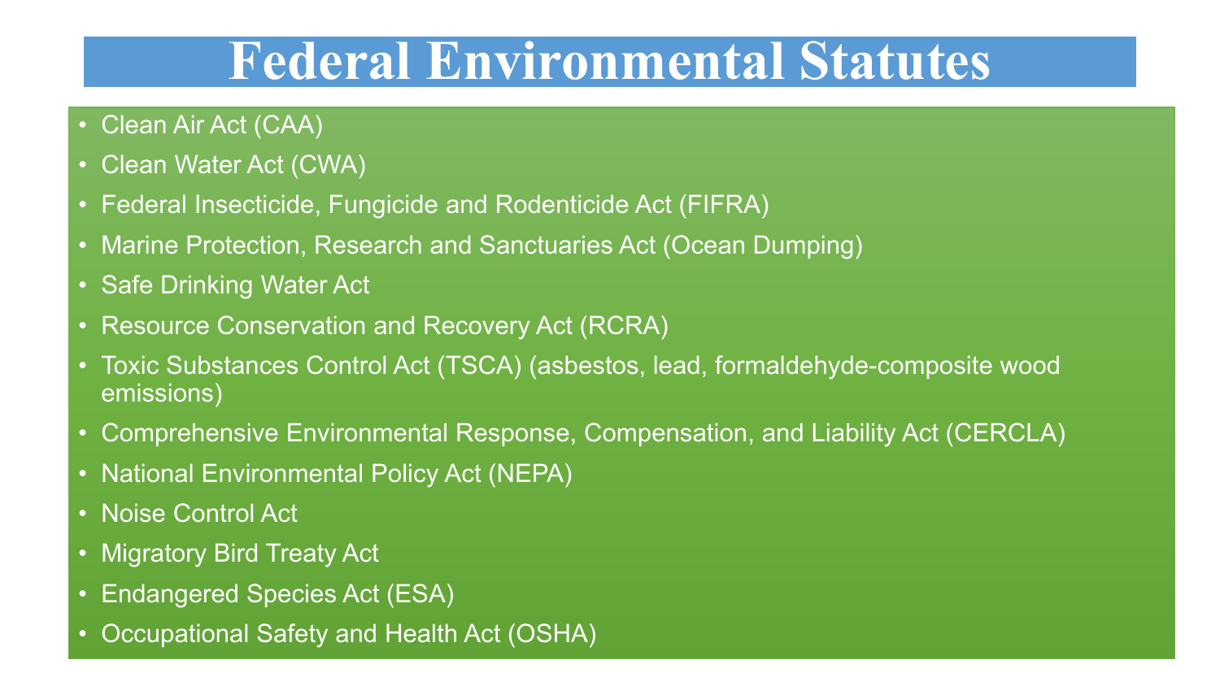# Federal Environmental Statutes

- Clean Air Act (CAA)
- Clean Water Act (CWA)
- Federal Insecticide, Fungicide and Rodenticide Act (FIFRA)
- Marine Protection, Research and Sanctuaries Act (Ocean Dumping)
- Safe Drinking Water Act
- Resource Conservation and Recovery Act (RCRA)
- Toxic Substances Control Act (TSCA) (asbestos, lead, formaldehyde-composite wood emissions)
- Comprehensive Environmental Response, Compensation, and Liability Act (CERCLA)
- National Environmental Policy Act (NEPA)
- Noise Control Act
- Migratory Bird Treaty Act
- Endangered Species Act (ESA)
- Occupational Safety and Health Act (OSHA)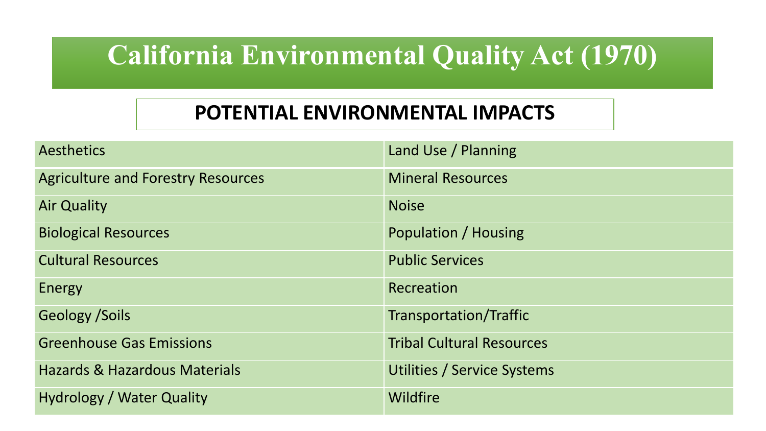# California Environmental Quality Act (1970)

## POTENTIAL ENVIRONMENTAL IMPACTS

| | |
|---|---|
| Aesthetics | Land Use / Planning |
| Agriculture and Forestry Resources | Mineral Resources |
| Air Quality | Noise |
| Biological Resources | Population / Housing |
| Cultural Resources | Public Services |
| Energy | Recreation |
| Geology /Soils | Transportation/Traffic |
| Greenhouse Gas Emissions | Tribal Cultural Resources |
| Hazards & Hazardous Materials | Utilities / Service Systems |
| Hydrology / Water Quality | Wildfire |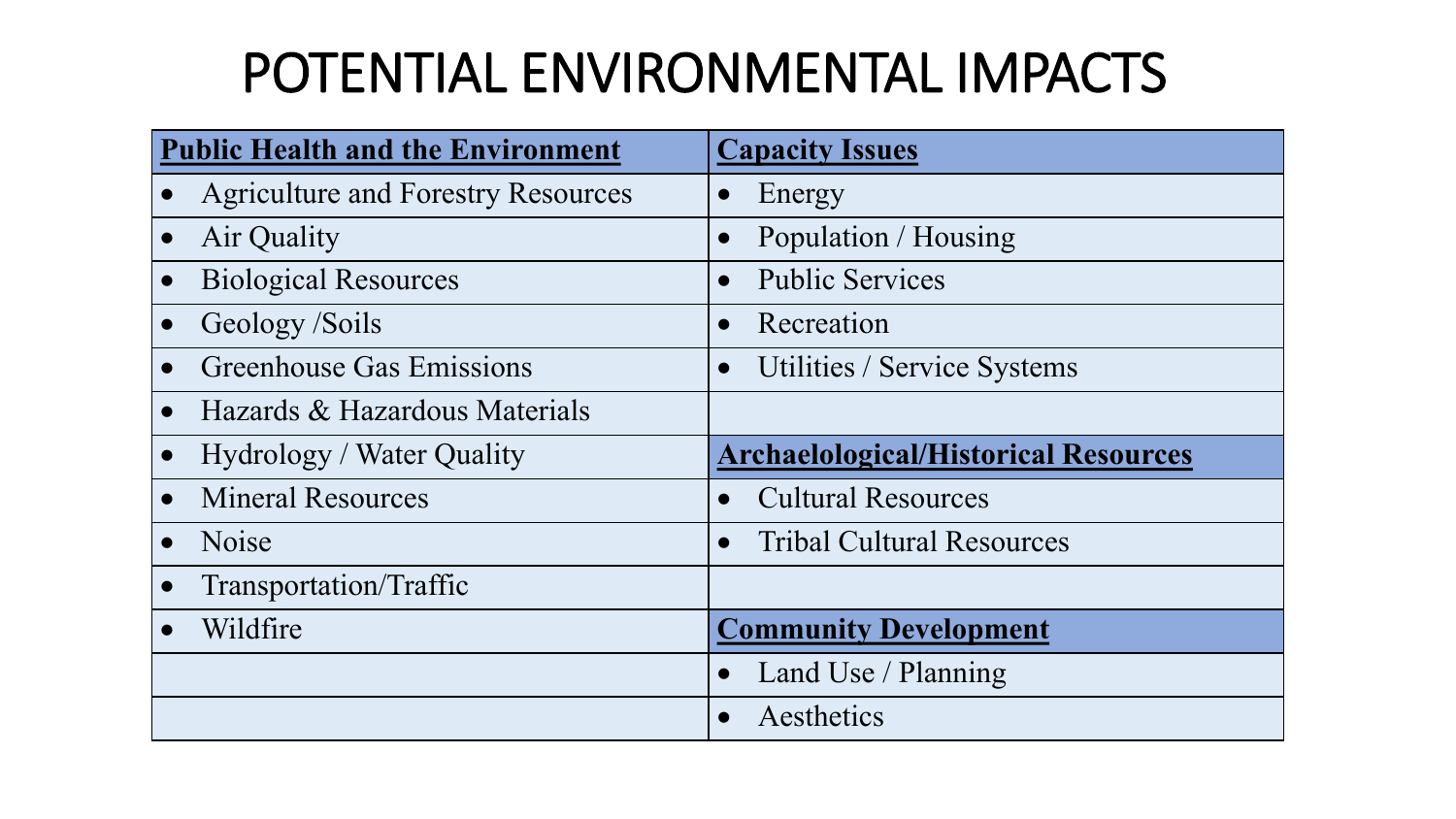# POTENTIAL ENVIRONMENTAL IMPACTS

| **Public Health and the Environment** | **Capacity Issues** |
|---|---|
| • Agriculture and Forestry Resources | • Energy |
| • Air Quality | • Population / Housing |
| • Biological Resources | • Public Services |
| • Geology /Soils | • Recreation |
| • Greenhouse Gas Emissions | • Utilities / Service Systems |
| • Hazards & Hazardous Materials | |
| • Hydrology / Water Quality | **Archaelological/Historical Resources** |
| • Mineral Resources | • Cultural Resources |
| • Noise | • Tribal Cultural Resources |
| • Transportation/Traffic | |
| • Wildfire | **Community Development** |
| | • Land Use / Planning |
| | • Aesthetics |